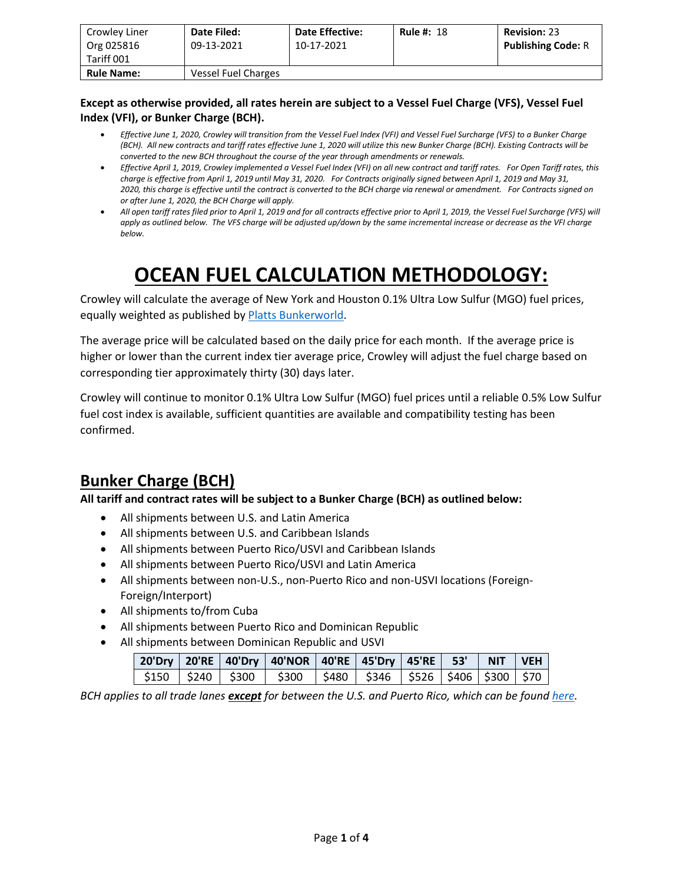| Crowley Liner Org 025816 Tariff 001 | **Date Filed:** 09-13-2021 | **Date Effective:** 10-17-2021 | **Rule #:** 18 | **Revision:** 23 **Publishing Code:** R |
|---|---|---|---|---|
| **Rule Name:** | Vessel Fuel Charges | | | |

**Except as otherwise provided, all rates herein are subject to a Vessel Fuel Charge (VFS), Vessel Fuel Index (VFI), or Bunker Charge (BCH).**

- *Effective June 1, 2020, Crowley will transition from the Vessel Fuel Index (VFI) and Vessel Fuel Surcharge (VFS) to a Bunker Charge (BCH). All new contracts and tariff rates effective June 1, 2020 will utilize this new Bunker Charge (BCH). Existing Contracts will be converted to the new BCH throughout the course of the year through amendments or renewals.*
- *Effective April 1, 2019, Crowley implemented a Vessel Fuel Index (VFI) on all new contract and tariff rates. For Open Tariff rates, this charge is effective from April 1, 2019 until May 31, 2020. For Contracts originally signed between April 1, 2019 and May 31, 2020, this charge is effective until the contract is converted to the BCH charge via renewal or amendment. For Contracts signed on or after June 1, 2020, the BCH Charge will apply.*
- *All open tariff rates filed prior to April 1, 2019 and for all contracts effective prior to April 1, 2019, the Vessel Fuel Surcharge (VFS) will apply as outlined below. The VFS charge will be adjusted up/down by the same incremental increase or decrease as the VFI charge below.*

# OCEAN FUEL CALCULATION METHODOLOGY:

Crowley will calculate the average of New York and Houston 0.1% Ultra Low Sulfur (MGO) fuel prices, equally weighted as published by [Platts Bunkerworld](#).

The average price will be calculated based on the daily price for each month. If the average price is higher or lower than the current index tier average price, Crowley will adjust the fuel charge based on corresponding tier approximately thirty (30) days later.

Crowley will continue to monitor 0.1% Ultra Low Sulfur (MGO) fuel prices until a reliable 0.5% Low Sulfur fuel cost index is available, sufficient quantities are available and compatibility testing has been confirmed.

## Bunker Charge (BCH)

**All tariff and contract rates will be subject to a Bunker Charge (BCH) as outlined below:**

- All shipments between U.S. and Latin America
- All shipments between U.S. and Caribbean Islands
- All shipments between Puerto Rico/USVI and Caribbean Islands
- All shipments between Puerto Rico/USVI and Latin America
- All shipments between non-U.S., non-Puerto Rico and non-USVI locations (Foreign-Foreign/Interport)
- All shipments to/from Cuba
- All shipments between Puerto Rico and Dominican Republic
- All shipments between Dominican Republic and USVI

| 20'Dry | 20'RE | 40'Dry | 40'NOR | 40'RE | 45'Dry | 45'RE | 53' | NIT | VEH |
|---|---|---|---|---|---|---|---|---|---|
| $150 | $240 | $300 | $300 | $480 | $346 | $526 | $406 | $300 | $70 |

*BCH applies to all trade lanes **except** for between the U.S. and Puerto Rico, which can be found [here](#).*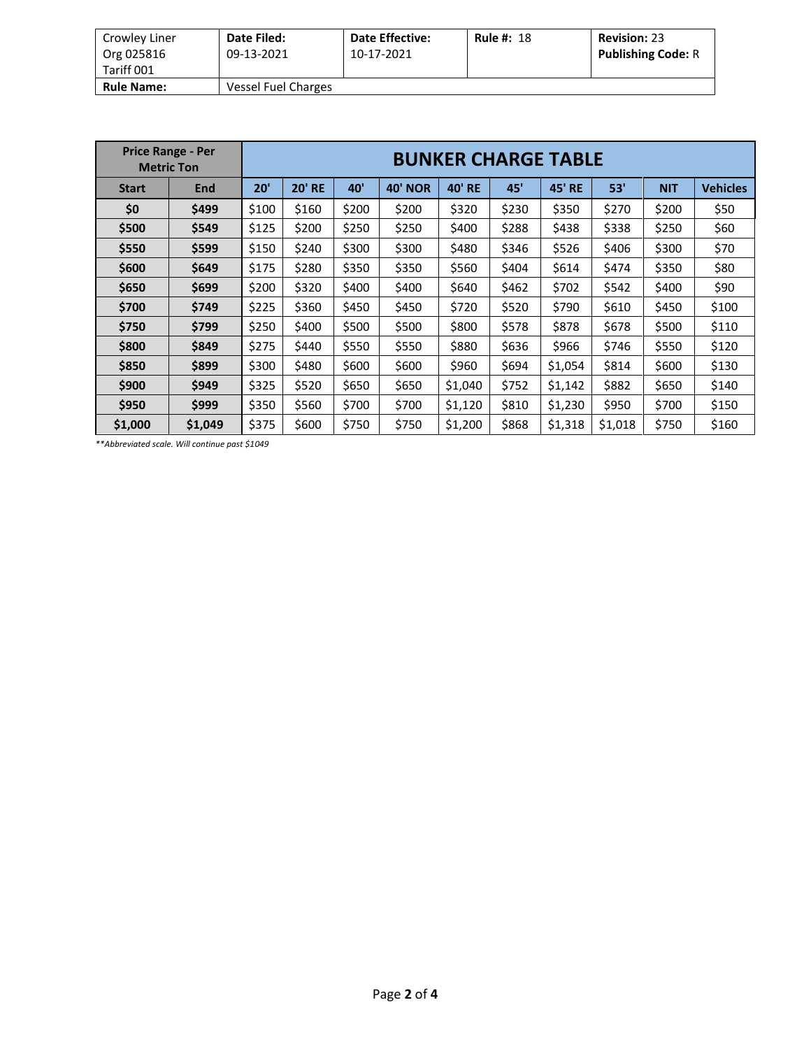| Crowley Liner Org 025816 Tariff 001 | **Date Filed:** 09-13-2021 | **Date Effective:** 10-17-2021 | **Rule #:** 18 | **Revision:** 23 **Publishing Code:** R |
|---|---|---|---|---|
| **Rule Name:** | Vessel Fuel Charges | | | |

| **Price Range - Per Metric Ton** | | **BUNKER CHARGE TABLE** | | | | | | | | | |
|---|---|---|---|---|---|---|---|---|---|---|---|
| **Start** | **End** | **20'** | **20' RE** | **40'** | **40' NOR** | **40' RE** | **45'** | **45' RE** | **53'** | **NIT** | **Vehicles** |
| **$0** | **$499** | $100 | $160 | $200 | $200 | $320 | $230 | $350 | $270 | $200 | $50 |
| **$500** | **$549** | $125 | $200 | $250 | $250 | $400 | $288 | $438 | $338 | $250 | $60 |
| **$550** | **$599** | $150 | $240 | $300 | $300 | $480 | $346 | $526 | $406 | $300 | $70 |
| **$600** | **$649** | $175 | $280 | $350 | $350 | $560 | $404 | $614 | $474 | $350 | $80 |
| **$650** | **$699** | $200 | $320 | $400 | $400 | $640 | $462 | $702 | $542 | $400 | $90 |
| **$700** | **$749** | $225 | $360 | $450 | $450 | $720 | $520 | $790 | $610 | $450 | $100 |
| **$750** | **$799** | $250 | $400 | $500 | $500 | $800 | $578 | $878 | $678 | $500 | $110 |
| **$800** | **$849** | $275 | $440 | $550 | $550 | $880 | $636 | $966 | $746 | $550 | $120 |
| **$850** | **$899** | $300 | $480 | $600 | $600 | $960 | $694 | $1,054 | $814 | $600 | $130 |
| **$900** | **$949** | $325 | $520 | $650 | $650 | $1,040 | $752 | $1,142 | $882 | $650 | $140 |
| **$950** | **$999** | $350 | $560 | $700 | $700 | $1,120 | $810 | $1,230 | $950 | $700 | $150 |
| **$1,000** | **$1,049** | $375 | $600 | $750 | $750 | $1,200 | $868 | $1,318 | $1,018 | $750 | $160 |

*\*\*Abbreviated scale. Will continue past $1049*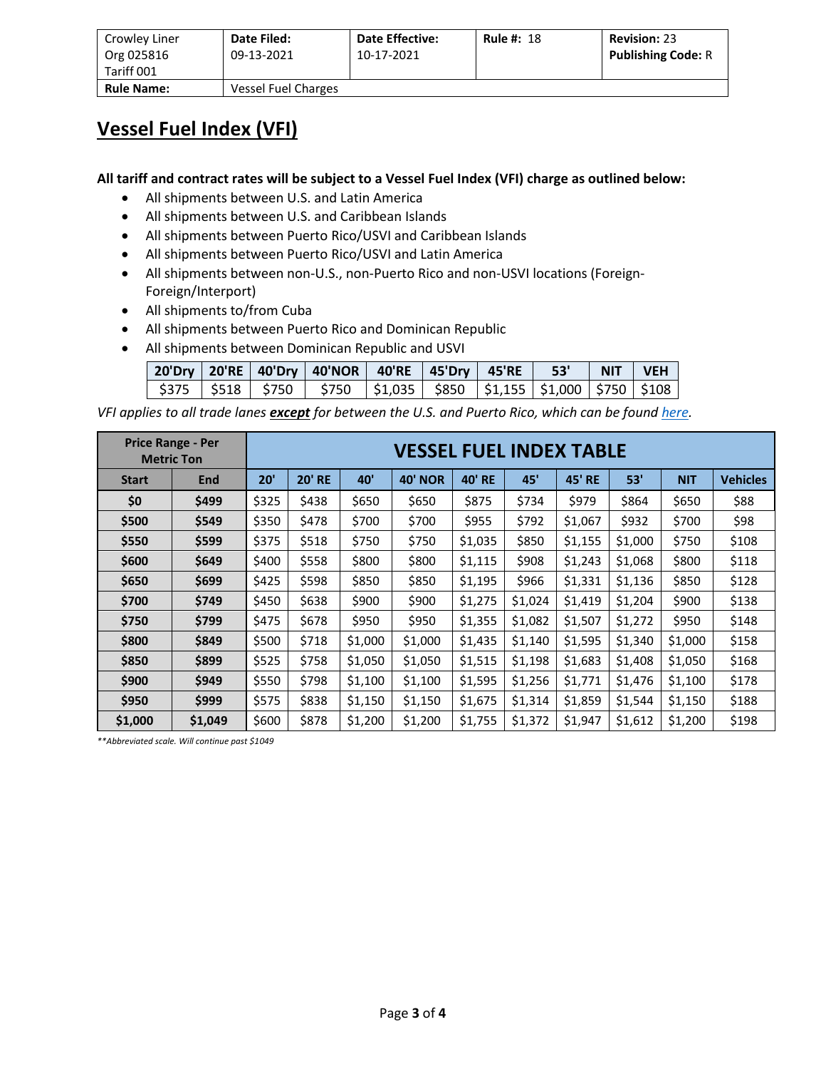| Crowley Liner Org 025816 Tariff 001 | Date Filed: 09-13-2021 | Date Effective: 10-17-2021 | Rule #: 18 | Revision: 23 Publishing Code: R |
|---|---|---|---|---|
| **Rule Name:** | Vessel Fuel Charges | | | |

# Vessel Fuel Index (VFI)

**All tariff and contract rates will be subject to a Vessel Fuel Index (VFI) charge as outlined below:**

- All shipments between U.S. and Latin America
- All shipments between U.S. and Caribbean Islands
- All shipments between Puerto Rico/USVI and Caribbean Islands
- All shipments between Puerto Rico/USVI and Latin America
- All shipments between non-U.S., non-Puerto Rico and non-USVI locations (Foreign-Foreign/Interport)
- All shipments to/from Cuba
- All shipments between Puerto Rico and Dominican Republic
- All shipments between Dominican Republic and USVI

| 20'Dry | 20'RE | 40'Dry | 40'NOR | 40'RE | 45'Dry | 45'RE | 53' | NIT | VEH |
|---|---|---|---|---|---|---|---|---|---|
| $375 | $518 | $750 | $750 | $1,035 | $850 | $1,155 | $1,000 | $750 | $108 |

*VFI applies to all trade lanes **except** for between the U.S. and Puerto Rico, which can be found here.*

| Price Range - Per Metric Ton | | VESSEL FUEL INDEX TABLE | | | | | | | | | |
|---|---|---|---|---|---|---|---|---|---|---|---|
| **Start** | **End** | **20'** | **20' RE** | **40'** | **40' NOR** | **40' RE** | **45'** | **45' RE** | **53'** | **NIT** | **Vehicles** |
| **$0** | **$499** | $325 | $438 | $650 | $650 | $875 | $734 | $979 | $864 | $650 | $88 |
| **$500** | **$549** | $350 | $478 | $700 | $700 | $955 | $792 | $1,067 | $932 | $700 | $98 |
| **$550** | **$599** | $375 | $518 | $750 | $750 | $1,035 | $850 | $1,155 | $1,000 | $750 | $108 |
| **$600** | **$649** | $400 | $558 | $800 | $800 | $1,115 | $908 | $1,243 | $1,068 | $800 | $118 |
| **$650** | **$699** | $425 | $598 | $850 | $850 | $1,195 | $966 | $1,331 | $1,136 | $850 | $128 |
| **$700** | **$749** | $450 | $638 | $900 | $900 | $1,275 | $1,024 | $1,419 | $1,204 | $900 | $138 |
| **$750** | **$799** | $475 | $678 | $950 | $950 | $1,355 | $1,082 | $1,507 | $1,272 | $950 | $148 |
| **$800** | **$849** | $500 | $718 | $1,000 | $1,000 | $1,435 | $1,140 | $1,595 | $1,340 | $1,000 | $158 |
| **$850** | **$899** | $525 | $758 | $1,050 | $1,050 | $1,515 | $1,198 | $1,683 | $1,408 | $1,050 | $168 |
| **$900** | **$949** | $550 | $798 | $1,100 | $1,100 | $1,595 | $1,256 | $1,771 | $1,476 | $1,100 | $178 |
| **$950** | **$999** | $575 | $838 | $1,150 | $1,150 | $1,675 | $1,314 | $1,859 | $1,544 | $1,150 | $188 |
| **$1,000** | **$1,049** | $600 | $878 | $1,200 | $1,200 | $1,755 | $1,372 | $1,947 | $1,612 | $1,200 | $198 |

*\*\*Abbreviated scale. Will continue past $1049*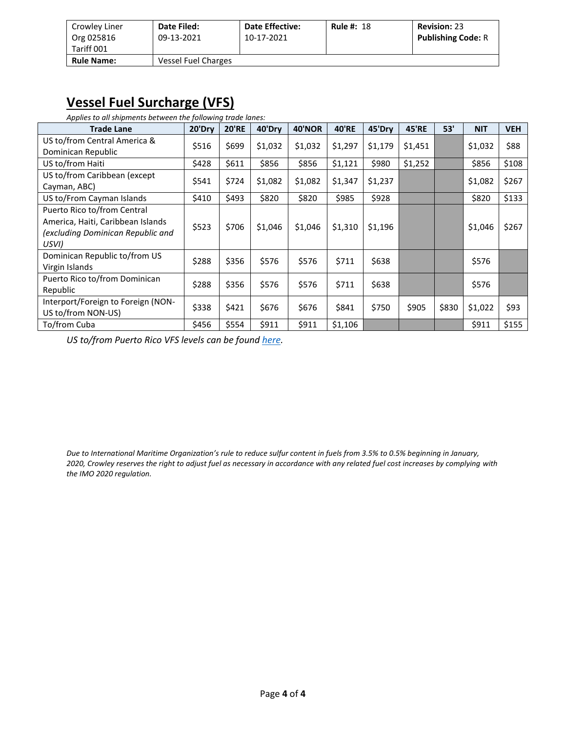| Crowley Liner Org 025816 Tariff 001 | Date Filed: 09-13-2021 | Date Effective: 10-17-2021 | Rule #: 18 | Revision: 23 Publishing Code: R |
|---|---|---|---|---|
| **Rule Name:** | Vessel Fuel Charges | | | |

## Vessel Fuel Surcharge (VFS)

*Applies to all shipments between the following trade lanes:*

| Trade Lane | 20'Dry | 20'RE | 40'Dry | 40'NOR | 40'RE | 45'Dry | 45'RE | 53' | NIT | VEH |
|---|---|---|---|---|---|---|---|---|---|---|
| US to/from Central America & Dominican Republic | $516 | $699 | $1,032 | $1,032 | $1,297 | $1,179 | $1,451 | | $1,032 | $88 |
| US to/from Haiti | $428 | $611 | $856 | $856 | $1,121 | $980 | $1,252 | | $856 | $108 |
| US to/from Caribbean (except Cayman, ABC) | $541 | $724 | $1,082 | $1,082 | $1,347 | $1,237 | | | $1,082 | $267 |
| US to/From Cayman Islands | $410 | $493 | $820 | $820 | $985 | $928 | | | $820 | $133 |
| Puerto Rico to/from Central America, Haiti, Caribbean Islands *(excluding Dominican Republic and USVI)* | $523 | $706 | $1,046 | $1,046 | $1,310 | $1,196 | | | $1,046 | $267 |
| Dominican Republic to/from US Virgin Islands | $288 | $356 | $576 | $576 | $711 | $638 | | | $576 | |
| Puerto Rico to/from Dominican Republic | $288 | $356 | $576 | $576 | $711 | $638 | | | $576 | |
| Interport/Foreign to Foreign (NON-US to/from NON-US) | $338 | $421 | $676 | $676 | $841 | $750 | $905 | $830 | $1,022 | $93 |
| To/from Cuba | $456 | $554 | $911 | $911 | $1,106 | | | | $911 | $155 |

*US to/from Puerto Rico VFS levels can be found here.*

*Due to International Maritime Organization's rule to reduce sulfur content in fuels from 3.5% to 0.5% beginning in January, 2020, Crowley reserves the right to adjust fuel as necessary in accordance with any related fuel cost increases by complying with the IMO 2020 regulation.*